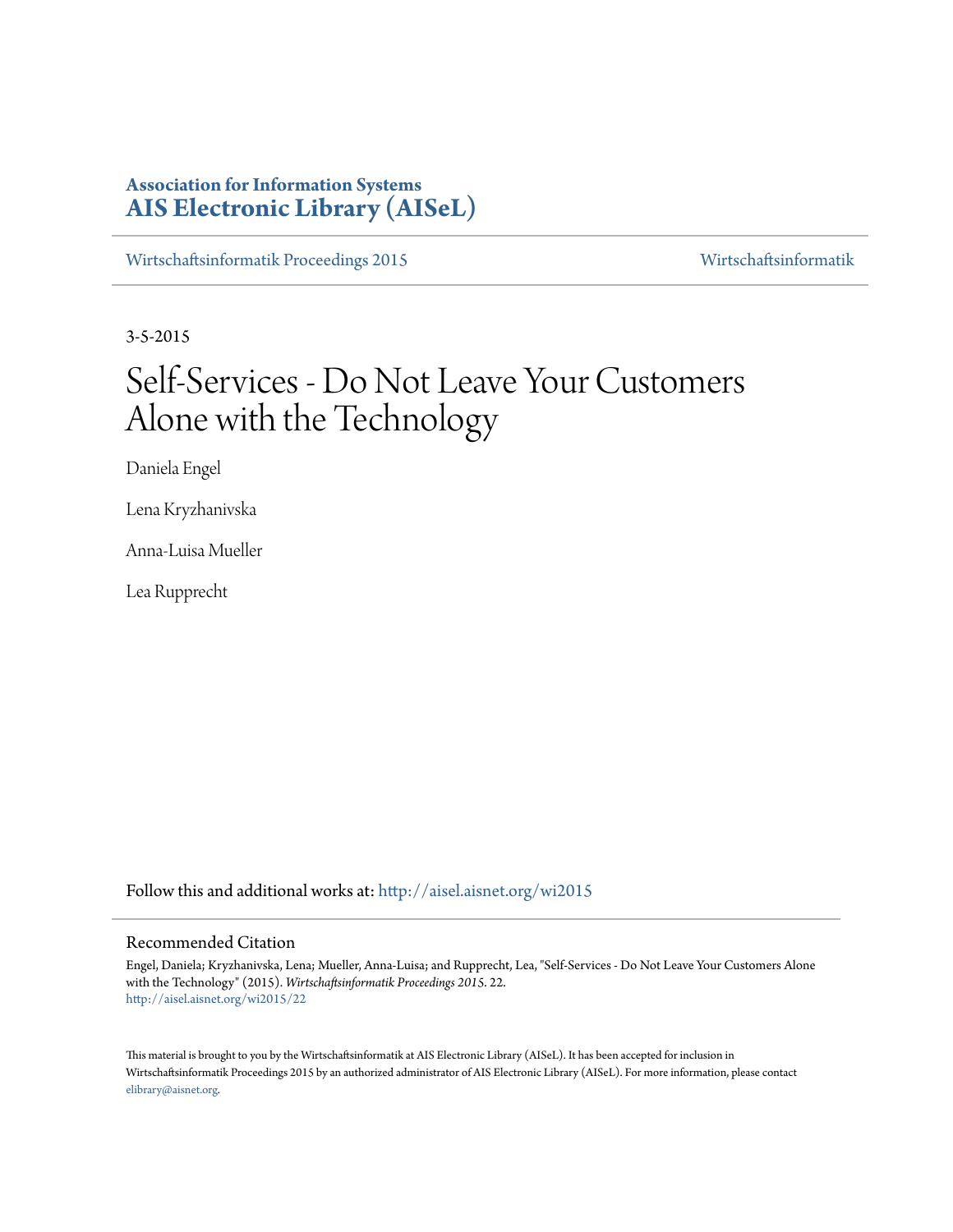**Association for Information Systems**
**AIS Electronic Library (AISeL)**

Wirtschaftsinformatik Proceedings 2015 | Wirtschaftsinformatik

3-5-2015

# Self-Services - Do Not Leave Your Customers Alone with the Technology

Daniela Engel

Lena Kryzhanivska

Anna-Luisa Mueller

Lea Rupprecht

Follow this and additional works at: http://aisel.aisnet.org/wi2015

## Recommended Citation

Engel, Daniela; Kryzhanivska, Lena; Mueller, Anna-Luisa; and Rupprecht, Lea, "Self-Services - Do Not Leave Your Customers Alone with the Technology" (2015). *Wirtschaftsinformatik Proceedings 2015*. 22.
http://aisel.aisnet.org/wi2015/22

This material is brought to you by the Wirtschaftsinformatik at AIS Electronic Library (AISeL). It has been accepted for inclusion in Wirtschaftsinformatik Proceedings 2015 by an authorized administrator of AIS Electronic Library (AISeL). For more information, please contact elibrary@aisnet.org.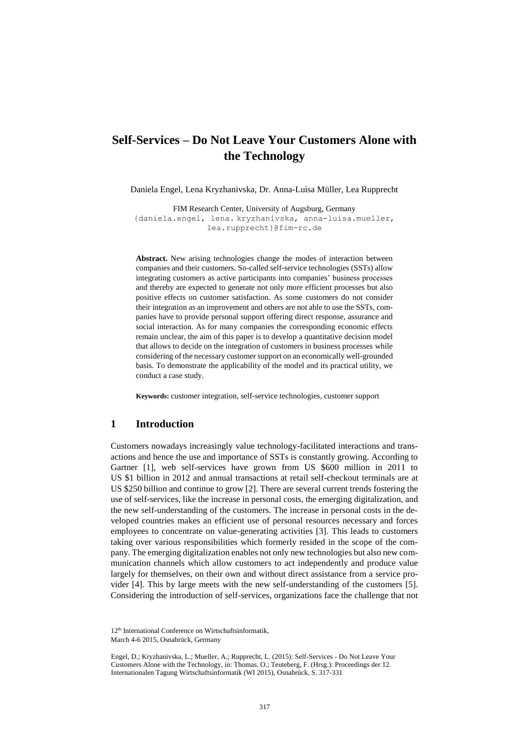# Self-Services – Do Not Leave Your Customers Alone with the Technology

Daniela Engel, Lena Kryzhanivska, Dr. Anna-Luisa Müller, Lea Rupprecht

FIM Research Center, University of Augsburg, Germany
{daniela.engel, lena. kryzhanivska, anna-luisa.mueller, lea.rupprecht}@fim-rc.de

**Abstract.** New arising technologies change the modes of interaction between companies and their customers. So-called self-service technologies (SSTs) allow integrating customers as active participants into companies' business processes and thereby are expected to generate not only more efficient processes but also positive effects on customer satisfaction. As some customers do not consider their integration as an improvement and others are not able to use the SSTs, companies have to provide personal support offering direct response, assurance and social interaction. As for many companies the corresponding economic effects remain unclear, the aim of this paper is to develop a quantitative decision model that allows to decide on the integration of customers in business processes while considering of the necessary customer support on an economically well-grounded basis. To demonstrate the applicability of the model and its practical utility, we conduct a case study.

**Keywords:** customer integration, self-service technologies, customer support

## 1 Introduction

Customers nowadays increasingly value technology-facilitated interactions and transactions and hence the use and importance of SSTs is constantly growing. According to Gartner [1], web self-services have grown from US $600 million in 2011 to US $1 billion in 2012 and annual transactions at retail self-checkout terminals are at US $250 billion and continue to grow [2]. There are several current trends fostering the use of self-services, like the increase in personal costs, the emerging digitalization, and the new self-understanding of the customers. The increase in personal costs in the developed countries makes an efficient use of personal resources necessary and forces employees to concentrate on value-generating activities [3]. This leads to customers taking over various responsibilities which formerly resided in the scope of the company. The emerging digitalization enables not only new technologies but also new communication channels which allow customers to act independently and produce value largely for themselves, on their own and without direct assistance from a service provider [4]. This by large meets with the new self-understanding of the customers [5]. Considering the introduction of self-services, organizations face the challenge that not

12th International Conference on Wirtschaftsinformatik,
March 4-6 2015, Osnabrück, Germany

Engel, D.; Kryzhanivska, L.; Mueller, A.; Rupprecht, L. (2015): Self-Services - Do Not Leave Your Customers Alone with the Technology, in: Thomas. O.; Teuteberg, F. (Hrsg.): Proceedings der 12. Internationalen Tagung Wirtschaftsinformatik (WI 2015), Osnabrück, S. 317-331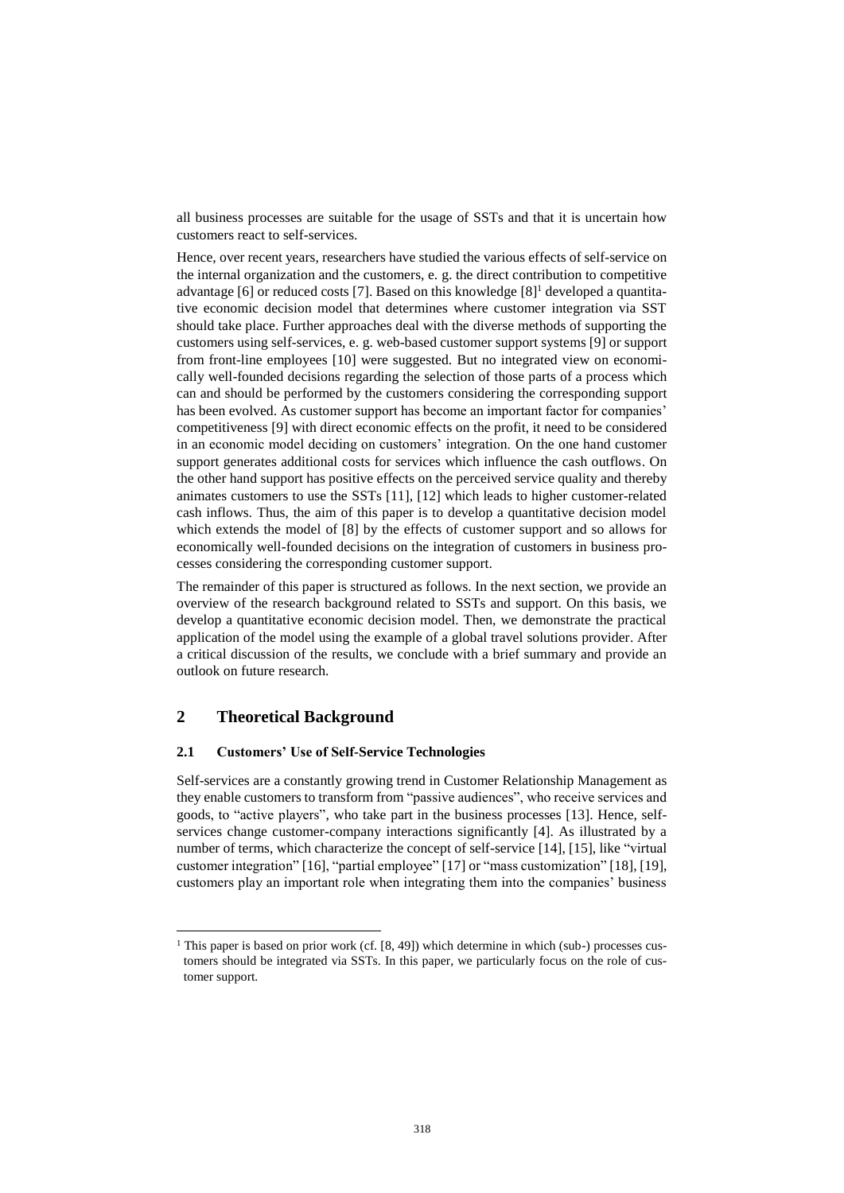all business processes are suitable for the usage of SSTs and that it is uncertain how customers react to self-services.

Hence, over recent years, researchers have studied the various effects of self-service on the internal organization and the customers, e. g. the direct contribution to competitive advantage [6] or reduced costs [7]. Based on this knowledge [8][1] developed a quantitative economic decision model that determines where customer integration via SST should take place. Further approaches deal with the diverse methods of supporting the customers using self-services, e. g. web-based customer support systems [9] or support from front-line employees [10] were suggested. But no integrated view on economically well-founded decisions regarding the selection of those parts of a process which can and should be performed by the customers considering the corresponding support has been evolved. As customer support has become an important factor for companies' competitiveness [9] with direct economic effects on the profit, it need to be considered in an economic model deciding on customers' integration. On the one hand customer support generates additional costs for services which influence the cash outflows. On the other hand support has positive effects on the perceived service quality and thereby animates customers to use the SSTs [11], [12] which leads to higher customer-related cash inflows. Thus, the aim of this paper is to develop a quantitative decision model which extends the model of [8] by the effects of customer support and so allows for economically well-founded decisions on the integration of customers in business processes considering the corresponding customer support.

The remainder of this paper is structured as follows. In the next section, we provide an overview of the research background related to SSTs and support. On this basis, we develop a quantitative economic decision model. Then, we demonstrate the practical application of the model using the example of a global travel solutions provider. After a critical discussion of the results, we conclude with a brief summary and provide an outlook on future research.

## 2 Theoretical Background

### 2.1 Customers' Use of Self-Service Technologies

Self-services are a constantly growing trend in Customer Relationship Management as they enable customers to transform from "passive audiences", who receive services and goods, to "active players", who take part in the business processes [13]. Hence, self-services change customer-company interactions significantly [4]. As illustrated by a number of terms, which characterize the concept of self-service [14], [15], like "virtual customer integration" [16], "partial employee" [17] or "mass customization" [18], [19], customers play an important role when integrating them into the companies' business

[1] This paper is based on prior work (cf. [8, 49]) which determine in which (sub-) processes customers should be integrated via SSTs. In this paper, we particularly focus on the role of customer support.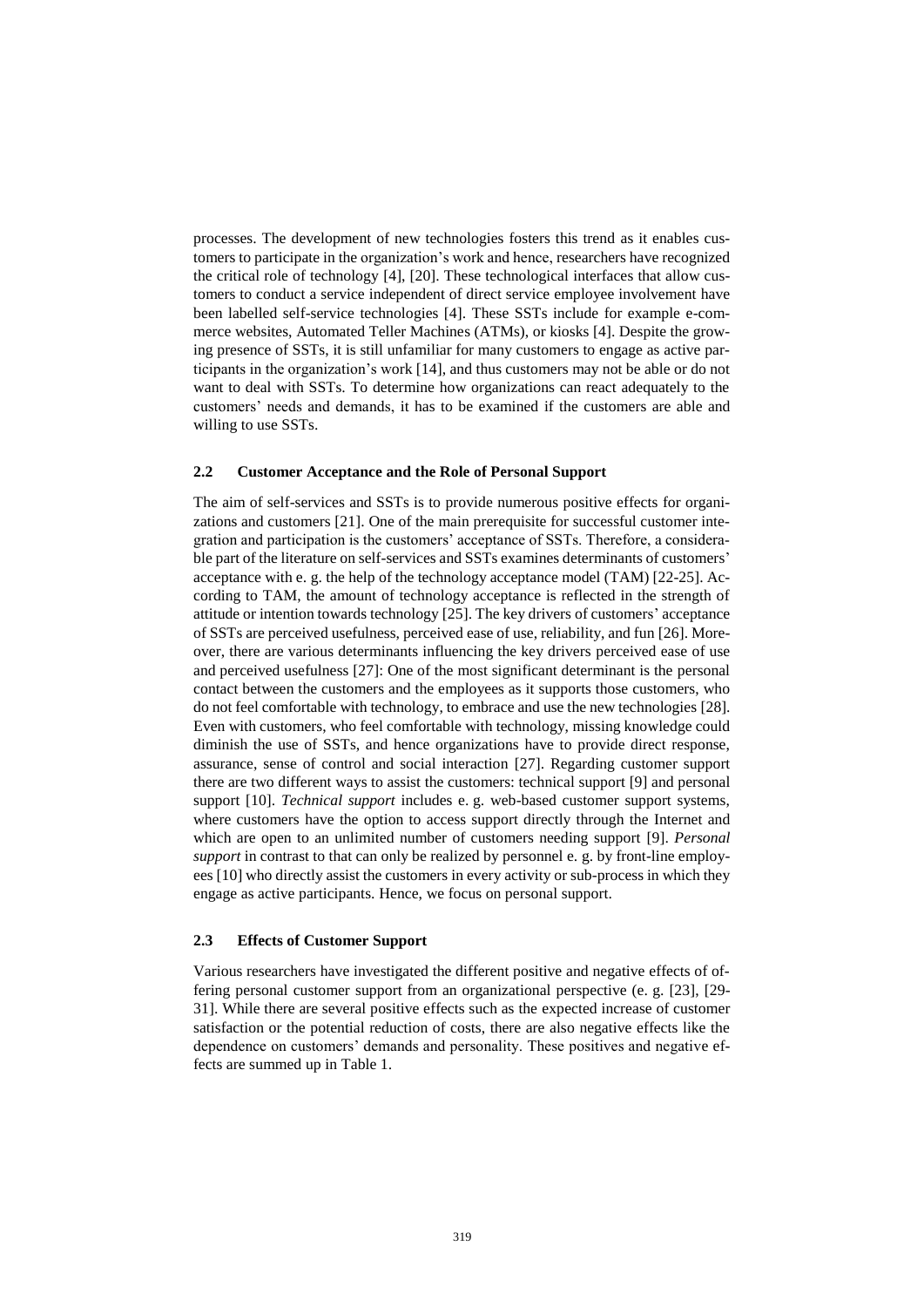processes. The development of new technologies fosters this trend as it enables customers to participate in the organization's work and hence, researchers have recognized the critical role of technology [4], [20]. These technological interfaces that allow customers to conduct a service independent of direct service employee involvement have been labelled self-service technologies [4]. These SSTs include for example e-commerce websites, Automated Teller Machines (ATMs), or kiosks [4]. Despite the growing presence of SSTs, it is still unfamiliar for many customers to engage as active participants in the organization's work [14], and thus customers may not be able or do not want to deal with SSTs. To determine how organizations can react adequately to the customers' needs and demands, it has to be examined if the customers are able and willing to use SSTs.

### 2.2 Customer Acceptance and the Role of Personal Support

The aim of self-services and SSTs is to provide numerous positive effects for organizations and customers [21]. One of the main prerequisite for successful customer integration and participation is the customers' acceptance of SSTs. Therefore, a considerable part of the literature on self-services and SSTs examines determinants of customers' acceptance with e. g. the help of the technology acceptance model (TAM) [22-25]. According to TAM, the amount of technology acceptance is reflected in the strength of attitude or intention towards technology [25]. The key drivers of customers' acceptance of SSTs are perceived usefulness, perceived ease of use, reliability, and fun [26]. Moreover, there are various determinants influencing the key drivers perceived ease of use and perceived usefulness [27]: One of the most significant determinant is the personal contact between the customers and the employees as it supports those customers, who do not feel comfortable with technology, to embrace and use the new technologies [28]. Even with customers, who feel comfortable with technology, missing knowledge could diminish the use of SSTs, and hence organizations have to provide direct response, assurance, sense of control and social interaction [27]. Regarding customer support there are two different ways to assist the customers: technical support [9] and personal support [10]. *Technical support* includes e. g. web-based customer support systems, where customers have the option to access support directly through the Internet and which are open to an unlimited number of customers needing support [9]. *Personal support* in contrast to that can only be realized by personnel e. g. by front-line employees [10] who directly assist the customers in every activity or sub-process in which they engage as active participants. Hence, we focus on personal support.

### 2.3 Effects of Customer Support

Various researchers have investigated the different positive and negative effects of offering personal customer support from an organizational perspective (e. g. [23], [29-31]. While there are several positive effects such as the expected increase of customer satisfaction or the potential reduction of costs, there are also negative effects like the dependence on customers' demands and personality. These positives and negative effects are summed up in Table 1.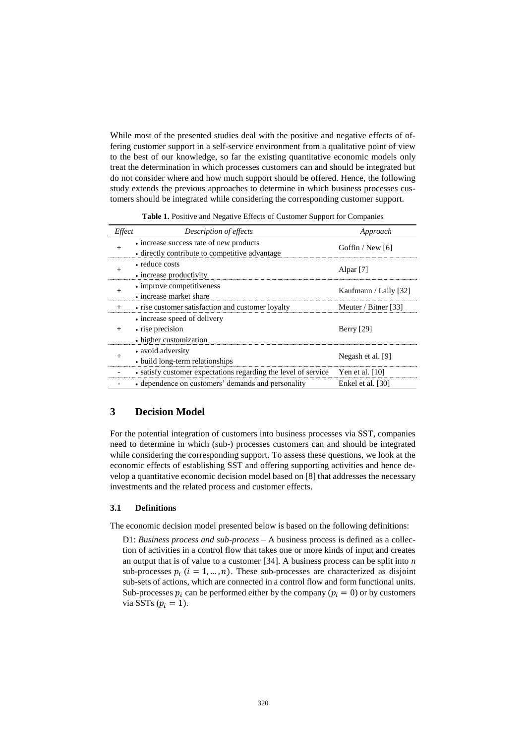While most of the presented studies deal with the positive and negative effects of offering customer support in a self-service environment from a qualitative point of view to the best of our knowledge, so far the existing quantitative economic models only treat the determination in which processes customers can and should be integrated but do not consider where and how much support should be offered. Hence, the following study extends the previous approaches to determine in which business processes customers should be integrated while considering the corresponding customer support.

**Table 1.** Positive and Negative Effects of Customer Support for Companies

| *Effect* | *Description of effects* | *Approach* |
|---|---|---|
| + | • increase success rate of new products<br>• directly contribute to competitive advantage | Goffin / New [6] |
| + | • reduce costs<br>• increase productivity | Alpar [7] |
| + | • improve competitiveness<br>• increase market share | Kaufmann / Lally [32] |
| + | • rise customer satisfaction and customer loyalty | Meuter / Bitner [33] |
| + | • increase speed of delivery<br>• rise precision<br>• higher customization | Berry [29] |
| + | • avoid adversity<br>• build long-term relationships | Negash et al. [9] |
| - | • satisfy customer expectations regarding the level of service | Yen et al. [10] |
| - | • dependence on customers' demands and personality | Enkel et al. [30] |

## 3 Decision Model

For the potential integration of customers into business processes via SST, companies need to determine in which (sub-) processes customers can and should be integrated while considering the corresponding support. To assess these questions, we look at the economic effects of establishing SST and offering supporting activities and hence develop a quantitative economic decision model based on [8] that addresses the necessary investments and the related process and customer effects.

### 3.1 Definitions

The economic decision model presented below is based on the following definitions:

D1: *Business process and sub-process* – A business process is defined as a collection of activities in a control flow that takes one or more kinds of input and creates an output that is of value to a customer [34]. A business process can be split into *n* sub-processes $p_i$ $(i = 1, \dots, n)$. These sub-processes are characterized as disjoint sub-sets of actions, which are connected in a control flow and form functional units. Sub-processes $p_i$ can be performed either by the company ($p_i = 0$) or by customers via SSTs ($p_i = 1$).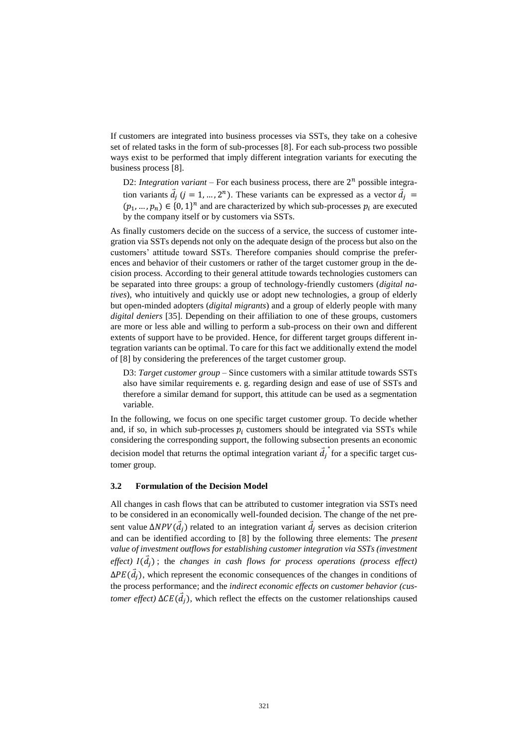If customers are integrated into business processes via SSTs, they take on a cohesive set of related tasks in the form of sub-processes [8]. For each sub-process two possible ways exist to be performed that imply different integration variants for executing the business process [8].

> D2: *Integration variant* – For each business process, there are $2^n$ possible integration variants $\vec{d}_j$ $(j = 1, \ldots, 2^n)$. These variants can be expressed as a vector $\vec{d}_j = (p_1, \ldots, p_n) \in \{0, 1\}^n$ and are characterized by which sub-processes $p_i$ are executed by the company itself or by customers via SSTs.

As finally customers decide on the success of a service, the success of customer integration via SSTs depends not only on the adequate design of the process but also on the customers' attitude toward SSTs. Therefore companies should comprise the preferences and behavior of their customers or rather of the target customer group in the decision process. According to their general attitude towards technologies customers can be separated into three groups: a group of technology-friendly customers (*digital natives*), who intuitively and quickly use or adopt new technologies, a group of elderly but open-minded adopters (*digital migrants*) and a group of elderly people with many *digital deniers* [35]. Depending on their affiliation to one of these groups, customers are more or less able and willing to perform a sub-process on their own and different extents of support have to be provided. Hence, for different target groups different integration variants can be optimal. To care for this fact we additionally extend the model of [8] by considering the preferences of the target customer group.

> D3: *Target customer group* – Since customers with a similar attitude towards SSTs also have similar requirements e. g. regarding design and ease of use of SSTs and therefore a similar demand for support, this attitude can be used as a segmentation variable.

In the following, we focus on one specific target customer group. To decide whether and, if so, in which sub-processes $p_i$ customers should be integrated via SSTs while considering the corresponding support, the following subsection presents an economic decision model that returns the optimal integration variant $\vec{d}_j^{\,*}$ for a specific target customer group.

### 3.2 Formulation of the Decision Model

All changes in cash flows that can be attributed to customer integration via SSTs need to be considered in an economically well-founded decision. The change of the net present value $\Delta NPV(\vec{d}_j)$ related to an integration variant $\vec{d}_j$ serves as decision criterion and can be identified according to [8] by the following three elements: The *present value of investment outflows for establishing customer integration via SSTs (investment effect)* $I(\vec{d}_j)$; the *changes in cash flows for process operations (process effect)* $\Delta PE(\vec{d}_j)$, which represent the economic consequences of the changes in conditions of the process performance; and the *indirect economic effects on customer behavior (customer effect)* $\Delta CE(\vec{d}_j)$, which reflect the effects on the customer relationships caused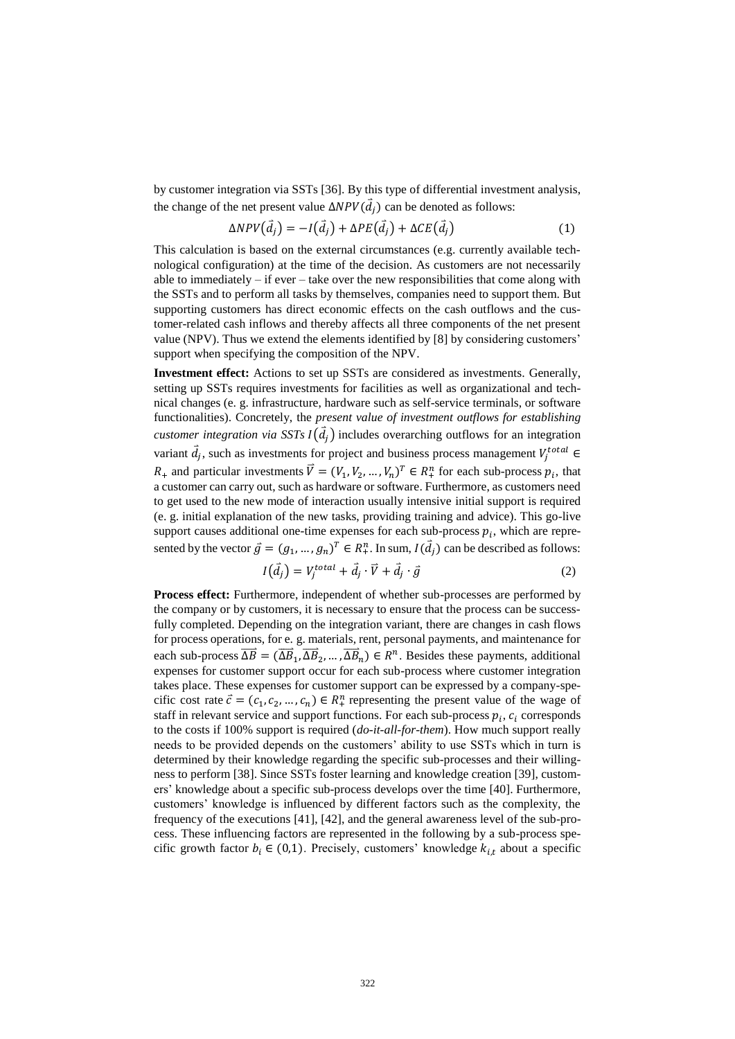by customer integration via SSTs [36]. By this type of differential investment analysis, the change of the net present value $\Delta NPV(\vec{d}_j)$ can be denoted as follows:

$$\Delta NPV(\vec{d}_j) = -I(\vec{d}_j) + \Delta PE(\vec{d}_j) + \Delta CE(\vec{d}_j) \tag{1}$$

This calculation is based on the external circumstances (e.g. currently available technological configuration) at the time of the decision. As customers are not necessarily able to immediately – if ever – take over the new responsibilities that come along with the SSTs and to perform all tasks by themselves, companies need to support them. But supporting customers has direct economic effects on the cash outflows and the customer-related cash inflows and thereby affects all three components of the net present value (NPV). Thus we extend the elements identified by [8] by considering customers' support when specifying the composition of the NPV.

**Investment effect:** Actions to set up SSTs are considered as investments. Generally, setting up SSTs requires investments for facilities as well as organizational and technical changes (e. g. infrastructure, hardware such as self-service terminals, or software functionalities). Concretely, the *present value of investment outflows for establishing customer integration via SSTs* $I(\vec{d}_j)$ includes overarching outflows for an integration variant $\vec{d}_j$, such as investments for project and business process management $V_j^{total} \in R_+$ and particular investments $\vec{V} = (V_1, V_2, \ldots, V_n)^T \in R_+^n$ for each sub-process $p_i$, that a customer can carry out, such as hardware or software. Furthermore, as customers need to get used to the new mode of interaction usually intensive initial support is required (e. g. initial explanation of the new tasks, providing training and advice). This go-live support causes additional one-time expenses for each sub-process $p_i$, which are represented by the vector $\vec{g} = (g_1, \ldots, g_n)^T \in R_+^n$. In sum, $I(\vec{d}_j)$ can be described as follows:

$$I(\vec{d}_j) = V_j^{total} + \vec{d}_j \cdot \vec{V} + \vec{d}_j \cdot \vec{g} \tag{2}$$

**Process effect:** Furthermore, independent of whether sub-processes are performed by the company or by customers, it is necessary to ensure that the process can be successfully completed. Depending on the integration variant, there are changes in cash flows for process operations, for e. g. materials, rent, personal payments, and maintenance for each sub-process $\overrightarrow{\Delta B} = (\overrightarrow{\Delta B}_1, \overrightarrow{\Delta B}_2, \ldots, \overrightarrow{\Delta B}_n) \in R^n$. Besides these payments, additional expenses for customer support occur for each sub-process where customer integration takes place. These expenses for customer support can be expressed by a company-specific cost rate $\vec{c} = (c_1, c_2, \ldots, c_n) \in R_+^n$ representing the present value of the wage of staff in relevant service and support functions. For each sub-process $p_i$, $c_i$ corresponds to the costs if 100% support is required (*do-it-all-for-them*). How much support really needs to be provided depends on the customers' ability to use SSTs which in turn is determined by their knowledge regarding the specific sub-processes and their willingness to perform [38]. Since SSTs foster learning and knowledge creation [39], customers' knowledge about a specific sub-process develops over the time [40]. Furthermore, customers' knowledge is influenced by different factors such as the complexity, the frequency of the executions [41], [42], and the general awareness level of the sub-process. These influencing factors are represented in the following by a sub-process specific growth factor $b_i \in (0,1)$. Precisely, customers' knowledge $k_{i,t}$ about a specific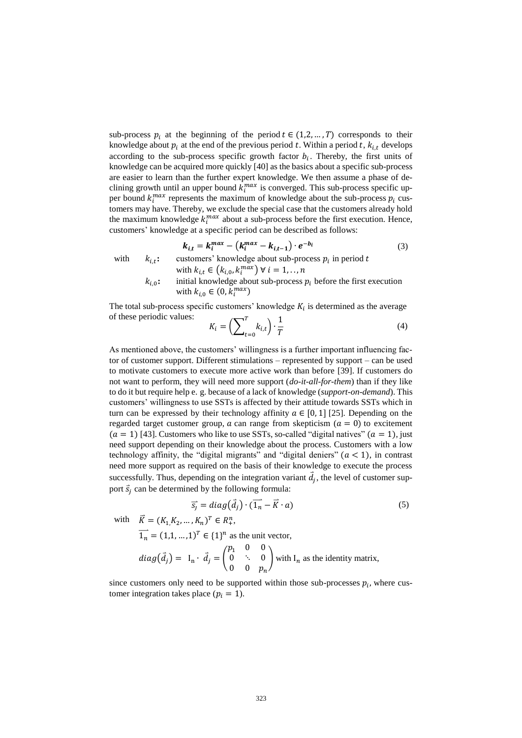sub-process $p_i$ at the beginning of the period $t \in (1,2,\ldots,T)$ corresponds to their knowledge about $p_i$ at the end of the previous period $t$. Within a period $t$, $k_{i,t}$ develops according to the sub-process specific growth factor $b_i$. Thereby, the first units of knowledge can be acquired more quickly [40] as the basics about a specific sub-process are easier to learn than the further expert knowledge. We then assume a phase of declining growth until an upper bound $k_i^{max}$ is converged. This sub-process specific upper bound $k_i^{max}$ represents the maximum of knowledge about the sub-process $p_i$ customers may have. Thereby, we exclude the special case that the customers already hold the maximum knowledge $k_i^{max}$ about a sub-process before the first execution. Hence, customers' knowledge at a specific period can be described as follows:

$$\boldsymbol{k_{i,t} = k_i^{max} - \left(k_i^{max} - k_{i,t-1}\right) \cdot e^{-b_i}} \tag{3}$$

with
- $k_{i,t}$: customers' knowledge about sub-process $p_i$ in period $t$ with $k_{i,t} \in \left(k_{i,0}, k_i^{max}\right) \; \forall \; i = 1,..,n$
- $k_{i,0}$: initial knowledge about sub-process $p_i$ before the first execution with $k_{i,0} \in (0, k_i^{max})$

The total sub-process specific customers' knowledge $K_i$ is determined as the average of these periodic values:

$$K_i = \left(\sum\nolimits_{t=0}^{T} k_{i,t}\right) \cdot \frac{1}{T} \tag{4}$$

As mentioned above, the customers' willingness is a further important influencing factor of customer support. Different stimulations – represented by support – can be used to motivate customers to execute more active work than before [39]. If customers do not want to perform, they will need more support (*do-it-all-for-them*) than if they like to do it but require help e. g. because of a lack of knowledge (*support-on-demand*). This customers' willingness to use SSTs is affected by their attitude towards SSTs which in turn can be expressed by their technology affinity $a \in [0, 1]$ [25]. Depending on the regarded target customer group, $a$ can range from skepticism ($a = 0$) to excitement ($a = 1$) [43]. Customers who like to use SSTs, so-called "digital natives" ($a = 1$), just need support depending on their knowledge about the process. Customers with a low technology affinity, the "digital migrants" and "digital deniers" ($a < 1$), in contrast need more support as required on the basis of their knowledge to execute the process successfully. Thus, depending on the integration variant $\vec{d}_j$, the level of customer support $\vec{s}_j$ can be determined by the following formula:

$$\vec{s_j} = diag\left(\vec{d}_j\right) \cdot (\overrightarrow{1_n} - \vec{K} \cdot a) \tag{5}$$

with $\vec{K} = (K_1, K_2, \ldots, K_n)^T \in R_+^n$,

$\overrightarrow{1_n} = (1,1,\ldots,1)^T \in \{1\}^n$ as the unit vector,

$diag\left(\vec{d}_j\right) = \; I_n \cdot \; \vec{d}_j = \begin{pmatrix} p_1 & 0 & 0 \\ 0 & \ddots & 0 \\ 0 & 0 & p_n \end{pmatrix}$ with $I_n$ as the identity matrix,

since customers only need to be supported within those sub-processes $p_i$, where customer integration takes place ($p_i = 1$).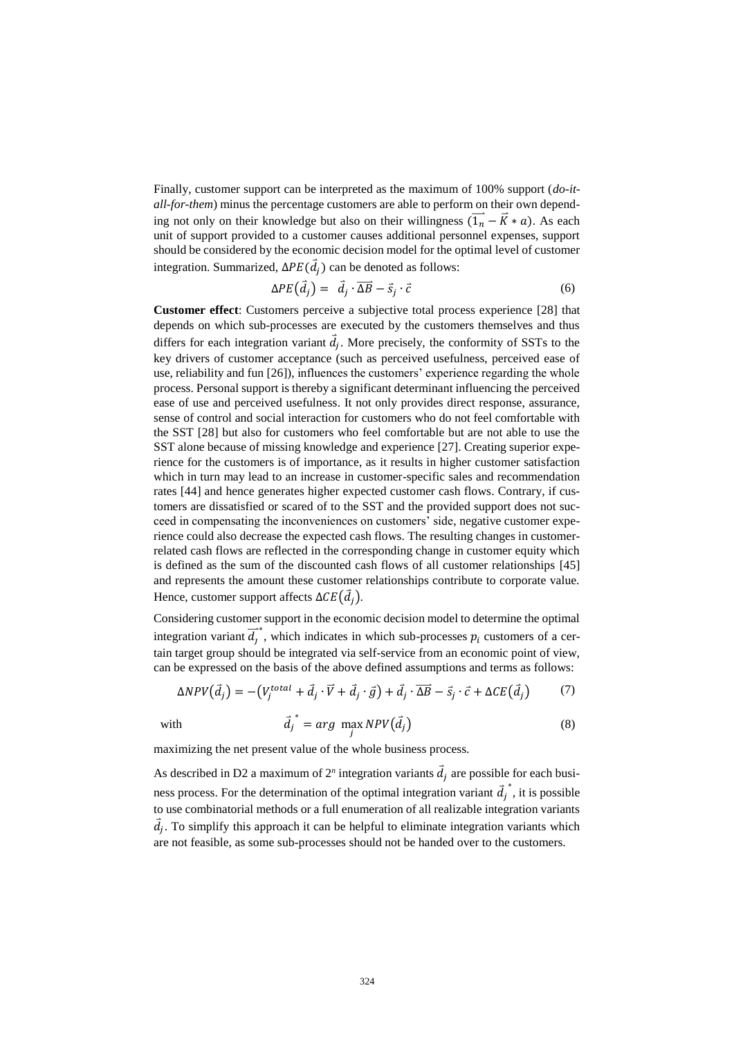Finally, customer support can be interpreted as the maximum of 100% support (*do-it-all-for-them*) minus the percentage customers are able to perform on their own depending not only on their knowledge but also on their willingness ($\overrightarrow{1_n} - \vec{K} * a$). As each unit of support provided to a customer causes additional personnel expenses, support should be considered by the economic decision model for the optimal level of customer integration. Summarized, $\Delta PE(\vec{d}_j)$ can be denoted as follows:

$$\Delta PE(\vec{d}_j) = \vec{d}_j \cdot \overrightarrow{\Delta B} - \vec{s}_j \cdot \vec{c} \tag{6}$$

**Customer effect**: Customers perceive a subjective total process experience [28] that depends on which sub-processes are executed by the customers themselves and thus differs for each integration variant $\vec{d}_j$. More precisely, the conformity of SSTs to the key drivers of customer acceptance (such as perceived usefulness, perceived ease of use, reliability and fun [26]), influences the customers' experience regarding the whole process. Personal support is thereby a significant determinant influencing the perceived ease of use and perceived usefulness. It not only provides direct response, assurance, sense of control and social interaction for customers who do not feel comfortable with the SST [28] but also for customers who feel comfortable but are not able to use the SST alone because of missing knowledge and experience [27]. Creating superior experience for the customers is of importance, as it results in higher customer satisfaction which in turn may lead to an increase in customer-specific sales and recommendation rates [44] and hence generates higher expected customer cash flows. Contrary, if customers are dissatisfied or scared of to the SST and the provided support does not succeed in compensating the inconveniences on customers' side, negative customer experience could also decrease the expected cash flows. The resulting changes in customer-related cash flows are reflected in the corresponding change in customer equity which is defined as the sum of the discounted cash flows of all customer relationships [45] and represents the amount these customer relationships contribute to corporate value. Hence, customer support affects $\Delta CE(\vec{d}_j)$.

Considering customer support in the economic decision model to determine the optimal integration variant $\overrightarrow{d_j}^*$, which indicates in which sub-processes $p_i$ customers of a certain target group should be integrated via self-service from an economic point of view, can be expressed on the basis of the above defined assumptions and terms as follows:

$$\Delta NPV(\vec{d}_j) = -(V_j^{total} + \vec{d}_j \cdot \vec{V} + \vec{d}_j \cdot \vec{g}) + \vec{d}_j \cdot \overrightarrow{\Delta B} - \vec{s}_j \cdot \vec{c} + \Delta CE(\vec{d}_j) \tag{7}$$

with

$$\vec{d}_j^{\,*} = arg \max_j NPV(\vec{d}_j) \tag{8}$$

maximizing the net present value of the whole business process.

As described in D2 a maximum of $2^n$ integration variants $\vec{d}_j$ are possible for each business process. For the determination of the optimal integration variant $\vec{d}_j^{\,*}$, it is possible to use combinatorial methods or a full enumeration of all realizable integration variants $\vec{d}_j$. To simplify this approach it can be helpful to eliminate integration variants which are not feasible, as some sub-processes should not be handed over to the customers.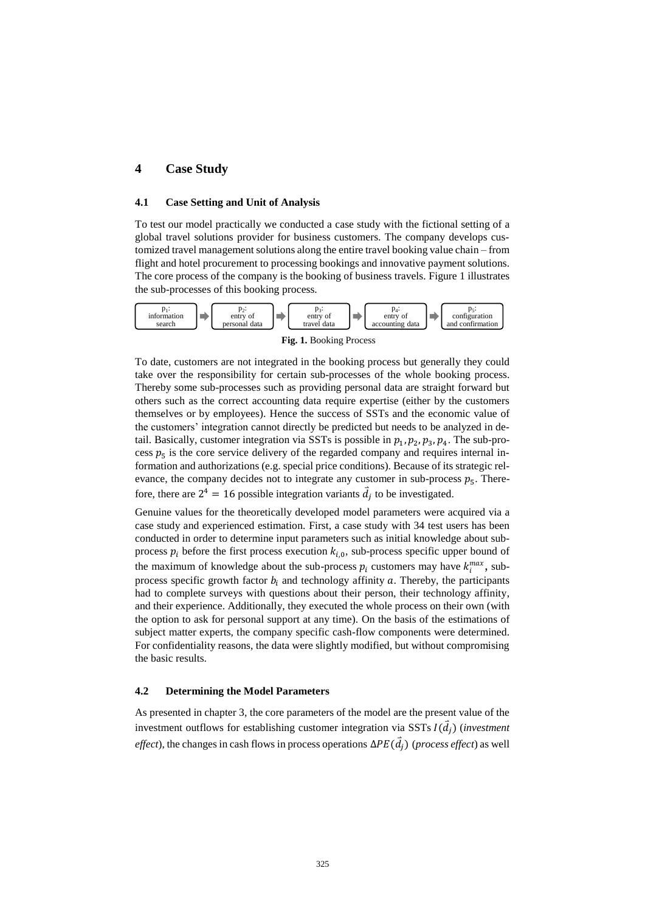# 4 Case Study

## 4.1 Case Setting and Unit of Analysis

To test our model practically we conducted a case study with the fictional setting of a global travel solutions provider for business customers. The company develops customized travel management solutions along the entire travel booking value chain – from flight and hotel procurement to processing bookings and innovative payment solutions. The core process of the company is the booking of business travels. Figure 1 illustrates the sub-processes of this booking process.

$p_1$: information search ➡ $p_2$: entry of personal data ➡ $p_3$: entry of travel data ➡ $p_4$: entry of accounting data ➡ $p_5$: configuration and confirmation

**Fig. 1.** Booking Process

To date, customers are not integrated in the booking process but generally they could take over the responsibility for certain sub-processes of the whole booking process. Thereby some sub-processes such as providing personal data are straight forward but others such as the correct accounting data require expertise (either by the customers themselves or by employees). Hence the success of SSTs and the economic value of the customers' integration cannot directly be predicted but needs to be analyzed in detail. Basically, customer integration via SSTs is possible in $p_1, p_2, p_3, p_4$. The sub-process $p_5$ is the core service delivery of the regarded company and requires internal information and authorizations (e.g. special price conditions). Because of its strategic relevance, the company decides not to integrate any customer in sub-process $p_5$. Therefore, there are $2^4 = 16$ possible integration variants $\vec{d}_j$ to be investigated.

Genuine values for the theoretically developed model parameters were acquired via a case study and experienced estimation. First, a case study with 34 test users has been conducted in order to determine input parameters such as initial knowledge about sub-process $p_i$ before the first process execution $k_{i,0}$, sub-process specific upper bound of the maximum of knowledge about the sub-process $p_i$ customers may have $k_i^{max}$, sub-process specific growth factor $b_i$ and technology affinity $a$. Thereby, the participants had to complete surveys with questions about their person, their technology affinity, and their experience. Additionally, they executed the whole process on their own (with the option to ask for personal support at any time). On the basis of the estimations of subject matter experts, the company specific cash-flow components were determined. For confidentiality reasons, the data were slightly modified, but without compromising the basic results.

## 4.2 Determining the Model Parameters

As presented in chapter 3, the core parameters of the model are the present value of the investment outflows for establishing customer integration via SSTs $I(\vec{d}_j)$ (*investment effect*), the changes in cash flows in process operations $\Delta PE(\vec{d}_j)$ (*process effect*) as well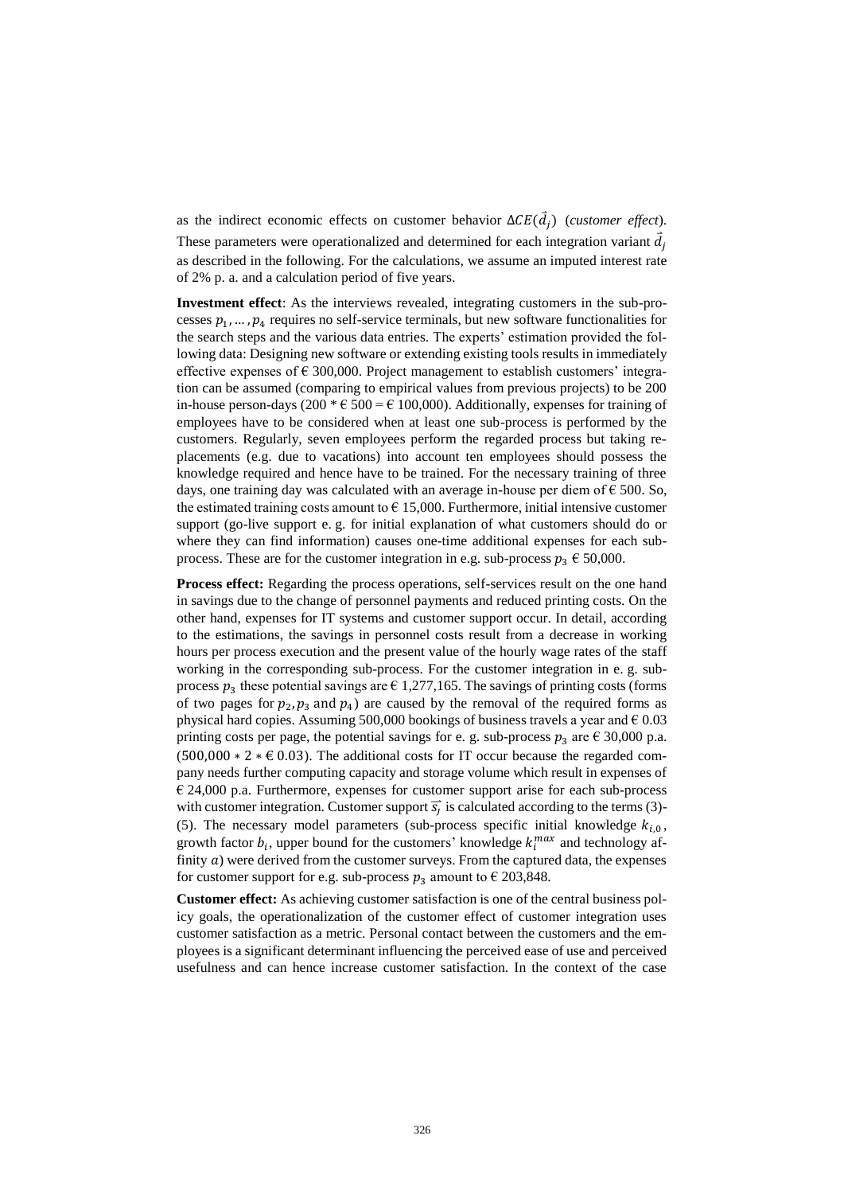as the indirect economic effects on customer behavior $\Delta CE(\vec{d}_j)$ (*customer effect*). These parameters were operationalized and determined for each integration variant $\vec{d}_j$ as described in the following. For the calculations, we assume an imputed interest rate of 2% p. a. and a calculation period of five years.

**Investment effect**: As the interviews revealed, integrating customers in the sub-processes $p_1, \ldots, p_4$ requires no self-service terminals, but new software functionalities for the search steps and the various data entries. The experts' estimation provided the following data: Designing new software or extending existing tools results in immediately effective expenses of € 300,000. Project management to establish customers' integration can be assumed (comparing to empirical values from previous projects) to be 200 in-house person-days (200 * € 500 = € 100,000). Additionally, expenses for training of employees have to be considered when at least one sub-process is performed by the customers. Regularly, seven employees perform the regarded process but taking replacements (e.g. due to vacations) into account ten employees should possess the knowledge required and hence have to be trained. For the necessary training of three days, one training day was calculated with an average in-house per diem of € 500. So, the estimated training costs amount to € 15,000. Furthermore, initial intensive customer support (go-live support e. g. for initial explanation of what customers should do or where they can find information) causes one-time additional expenses for each sub-process. These are for the customer integration in e.g. sub-process $p_3$ € 50,000.

**Process effect:** Regarding the process operations, self-services result on the one hand in savings due to the change of personnel payments and reduced printing costs. On the other hand, expenses for IT systems and customer support occur. In detail, according to the estimations, the savings in personnel costs result from a decrease in working hours per process execution and the present value of the hourly wage rates of the staff working in the corresponding sub-process. For the customer integration in e. g. sub-process $p_3$ these potential savings are € 1,277,165. The savings of printing costs (forms of two pages for $p_2, p_3$ and $p_4$) are caused by the removal of the required forms as physical hard copies. Assuming 500,000 bookings of business travels a year and € 0.03 printing costs per page, the potential savings for e. g. sub-process $p_3$ are € 30,000 p.a. ($500{,}000 * 2 * €\,0.03$). The additional costs for IT occur because the regarded company needs further computing capacity and storage volume which result in expenses of € 24,000 p.a. Furthermore, expenses for customer support arise for each sub-process with customer integration. Customer support $\vec{s_j}$ is calculated according to the terms (3)-(5). The necessary model parameters (sub-process specific initial knowledge $k_{i,0}$, growth factor $b_i$, upper bound for the customers' knowledge $k_i^{max}$ and technology affinity $a$) were derived from the customer surveys. From the captured data, the expenses for customer support for e.g. sub-process $p_3$ amount to € 203,848.

**Customer effect:** As achieving customer satisfaction is one of the central business policy goals, the operationalization of the customer effect of customer integration uses customer satisfaction as a metric. Personal contact between the customers and the employees is a significant determinant influencing the perceived ease of use and perceived usefulness and can hence increase customer satisfaction. In the context of the case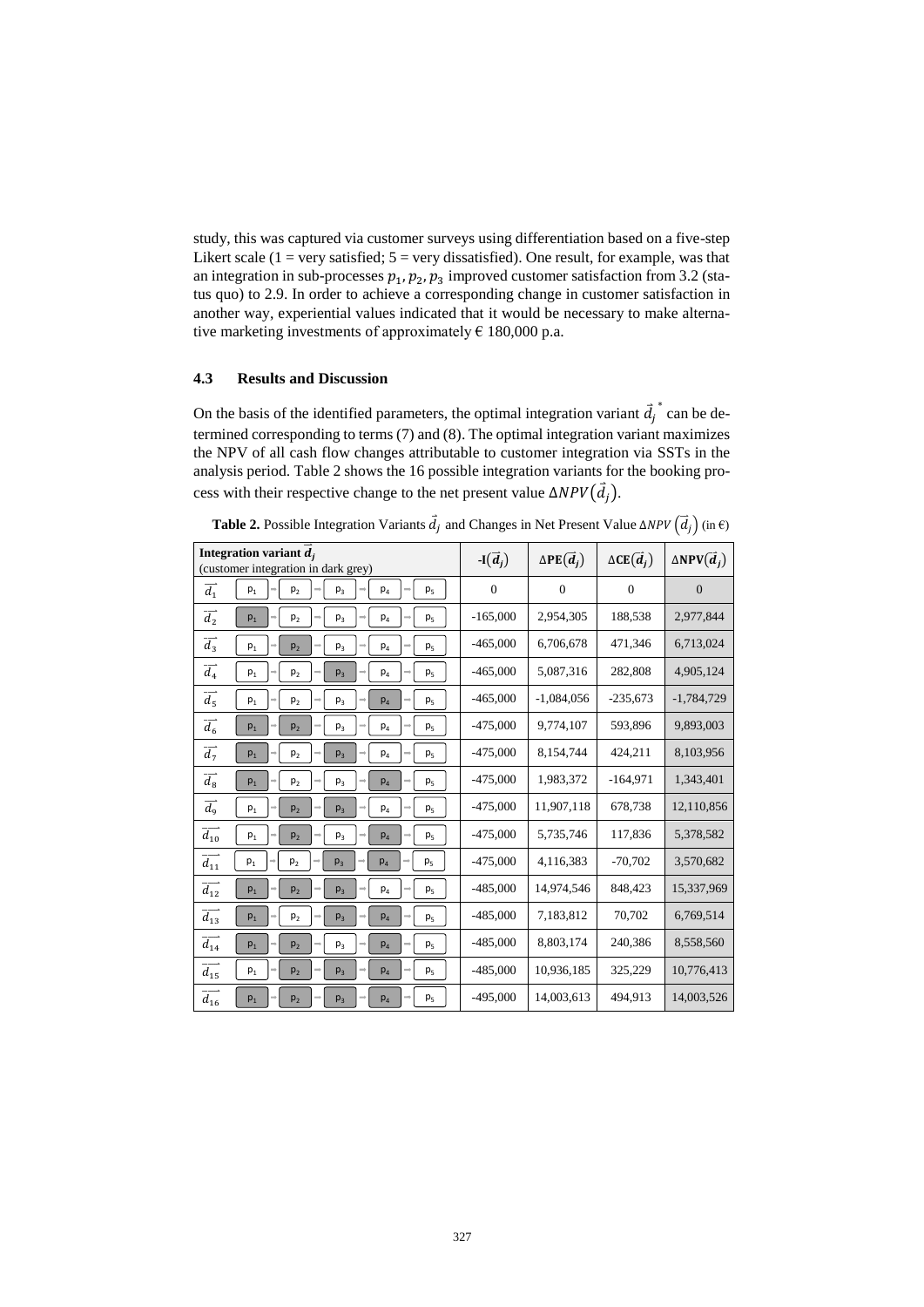study, this was captured via customer surveys using differentiation based on a five-step Likert scale (1 = very satisfied; 5 = very dissatisfied). One result, for example, was that an integration in sub-processes $p_1, p_2, p_3$ improved customer satisfaction from 3.2 (status quo) to 2.9. In order to achieve a corresponding change in customer satisfaction in another way, experiential values indicated that it would be necessary to make alternative marketing investments of approximately € 180,000 p.a.

### 4.3 Results and Discussion

On the basis of the identified parameters, the optimal integration variant $\vec{d}_j^{\,*}$ can be determined corresponding to terms (7) and (8). The optimal integration variant maximizes the NPV of all cash flow changes attributable to customer integration via SSTs in the analysis period. Table 2 shows the 16 possible integration variants for the booking process with their respective change to the net present value $\Delta NPV(\vec{d}_j)$.

**Table 2.** Possible Integration Variants $\vec{d}_j$ and Changes in Net Present Value $\Delta NPV(\vec{d}_j)$ (in €)

| Integration variant $\vec{d}_j$ (customer integration in dark grey) | | $-I(\vec{d}_j)$ | $\Delta PE(\vec{d}_j)$ | $\Delta CE(\vec{d}_j)$ | $\Delta NPV(\vec{d}_j)$ |
|---|---|---|---|---|---|
| $\vec{d}_1$ | $p_1 - p_2 - p_3 - p_4 - p_5$ | 0 | 0 | 0 | 0 |
| $\vec{d}_2$ | $\mathbf{p_1} - p_2 - p_3 - p_4 - p_5$ | -165,000 | 2,954,305 | 188,538 | 2,977,844 |
| $\vec{d}_3$ | $p_1 - \mathbf{p_2} - p_3 - p_4 - p_5$ | -465,000 | 6,706,678 | 471,346 | 6,713,024 |
| $\vec{d}_4$ | $p_1 - p_2 - \mathbf{p_3} - p_4 - p_5$ | -465,000 | 5,087,316 | 282,808 | 4,905,124 |
| $\vec{d}_5$ | $p_1 - p_2 - p_3 - \mathbf{p_4} - p_5$ | -465,000 | -1,084,056 | -235,673 | -1,784,729 |
| $\vec{d}_6$ | $\mathbf{p_1} - \mathbf{p_2} - p_3 - p_4 - p_5$ | -475,000 | 9,774,107 | 593,896 | 9,893,003 |
| $\vec{d}_7$ | $\mathbf{p_1} - p_2 - \mathbf{p_3} - p_4 - p_5$ | -475,000 | 8,154,744 | 424,211 | 8,103,956 |
| $\vec{d}_8$ | $\mathbf{p_1} - p_2 - p_3 - \mathbf{p_4} - p_5$ | -475,000 | 1,983,372 | -164,971 | 1,343,401 |
| $\vec{d}_9$ | $p_1 - \mathbf{p_2} - \mathbf{p_3} - p_4 - p_5$ | -475,000 | 11,907,118 | 678,738 | 12,110,856 |
| $\vec{d}_{10}$ | $p_1 - \mathbf{p_2} - p_3 - \mathbf{p_4} - p_5$ | -475,000 | 5,735,746 | 117,836 | 5,378,582 |
| $\vec{d}_{11}$ | $p_1 - p_2 - \mathbf{p_3} - \mathbf{p_4} - p_5$ | -475,000 | 4,116,383 | -70,702 | 3,570,682 |
| $\vec{d}_{12}$ | $\mathbf{p_1} - \mathbf{p_2} - \mathbf{p_3} - p_4 - p_5$ | -485,000 | 14,974,546 | 848,423 | 15,337,969 |
| $\vec{d}_{13}$ | $\mathbf{p_1} - p_2 - \mathbf{p_3} - \mathbf{p_4} - p_5$ | -485,000 | 7,183,812 | 70,702 | 6,769,514 |
| $\vec{d}_{14}$ | $\mathbf{p_1} - \mathbf{p_2} - p_3 - \mathbf{p_4} - p_5$ | -485,000 | 8,803,174 | 240,386 | 8,558,560 |
| $\vec{d}_{15}$ | $p_1 - \mathbf{p_2} - \mathbf{p_3} - \mathbf{p_4} - p_5$ | -485,000 | 10,936,185 | 325,229 | 10,776,413 |
| $\vec{d}_{16}$ | $\mathbf{p_1} - \mathbf{p_2} - \mathbf{p_3} - \mathbf{p_4} - p_5$ | -495,000 | 14,003,613 | 494,913 | 14,003,526 |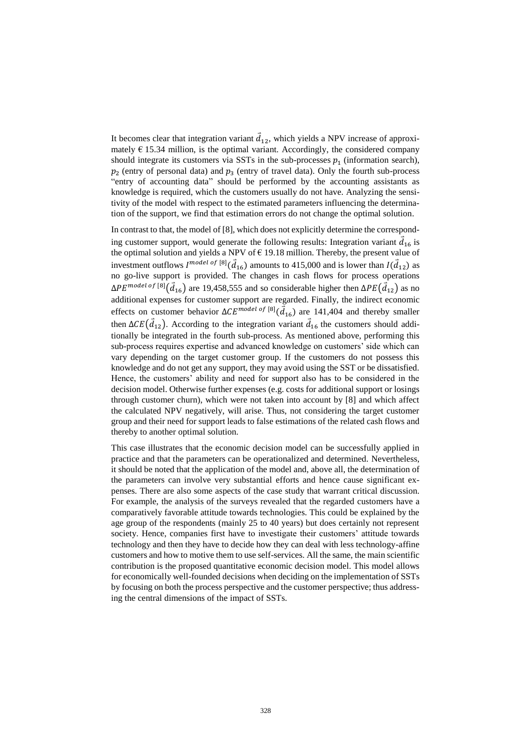It becomes clear that integration variant $\vec{d}_{12}$, which yields a NPV increase of approximately € 15.34 million, is the optimal variant. Accordingly, the considered company should integrate its customers via SSTs in the sub-processes $p_1$ (information search), $p_2$ (entry of personal data) and $p_3$ (entry of travel data). Only the fourth sub-process "entry of accounting data" should be performed by the accounting assistants as knowledge is required, which the customers usually do not have. Analyzing the sensitivity of the model with respect to the estimated parameters influencing the determination of the support, we find that estimation errors do not change the optimal solution.

In contrast to that, the model of [8], which does not explicitly determine the corresponding customer support, would generate the following results: Integration variant $\vec{d}_{16}$ is the optimal solution and yields a NPV of € 19.18 million. Thereby, the present value of investment outflows $I^{model\ of\ [8]}(\vec{d}_{16})$ amounts to 415,000 and is lower than $I(\vec{d}_{12})$ as no go-live support is provided. The changes in cash flows for process operations $\Delta PE^{model\ of\ [8]}(\vec{d}_{16})$ are 19,458,555 and so considerable higher then $\Delta PE(\vec{d}_{12})$ as no additional expenses for customer support are regarded. Finally, the indirect economic effects on customer behavior $\Delta CE^{model\ of\ [8]}(\vec{d}_{16})$ are 141,404 and thereby smaller then $\Delta CE(\vec{d}_{12})$. According to the integration variant $\vec{d}_{16}$ the customers should additionally be integrated in the fourth sub-process. As mentioned above, performing this sub-process requires expertise and advanced knowledge on customers' side which can vary depending on the target customer group. If the customers do not possess this knowledge and do not get any support, they may avoid using the SST or be dissatisfied. Hence, the customers' ability and need for support also has to be considered in the decision model. Otherwise further expenses (e.g. costs for additional support or losings through customer churn), which were not taken into account by [8] and which affect the calculated NPV negatively, will arise. Thus, not considering the target customer group and their need for support leads to false estimations of the related cash flows and thereby to another optimal solution.

This case illustrates that the economic decision model can be successfully applied in practice and that the parameters can be operationalized and determined. Nevertheless, it should be noted that the application of the model and, above all, the determination of the parameters can involve very substantial efforts and hence cause significant expenses. There are also some aspects of the case study that warrant critical discussion. For example, the analysis of the surveys revealed that the regarded customers have a comparatively favorable attitude towards technologies. This could be explained by the age group of the respondents (mainly 25 to 40 years) but does certainly not represent society. Hence, companies first have to investigate their customers' attitude towards technology and then they have to decide how they can deal with less technology-affine customers and how to motive them to use self-services. All the same, the main scientific contribution is the proposed quantitative economic decision model. This model allows for economically well-founded decisions when deciding on the implementation of SSTs by focusing on both the process perspective and the customer perspective; thus addressing the central dimensions of the impact of SSTs.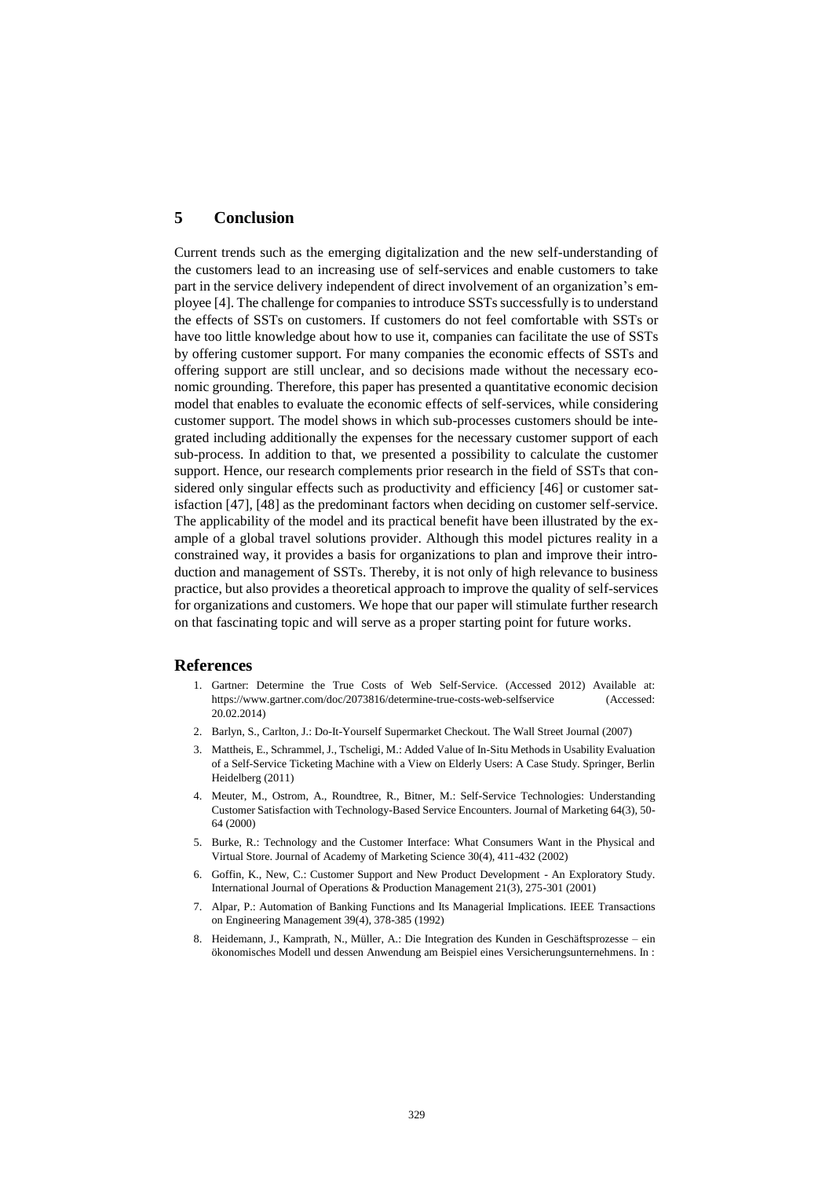## 5 Conclusion

Current trends such as the emerging digitalization and the new self-understanding of the customers lead to an increasing use of self-services and enable customers to take part in the service delivery independent of direct involvement of an organization's employee [4]. The challenge for companies to introduce SSTs successfully is to understand the effects of SSTs on customers. If customers do not feel comfortable with SSTs or have too little knowledge about how to use it, companies can facilitate the use of SSTs by offering customer support. For many companies the economic effects of SSTs and offering support are still unclear, and so decisions made without the necessary economic grounding. Therefore, this paper has presented a quantitative economic decision model that enables to evaluate the economic effects of self-services, while considering customer support. The model shows in which sub-processes customers should be integrated including additionally the expenses for the necessary customer support of each sub-process. In addition to that, we presented a possibility to calculate the customer support. Hence, our research complements prior research in the field of SSTs that considered only singular effects such as productivity and efficiency [46] or customer satisfaction [47], [48] as the predominant factors when deciding on customer self-service. The applicability of the model and its practical benefit have been illustrated by the example of a global travel solutions provider. Although this model pictures reality in a constrained way, it provides a basis for organizations to plan and improve their introduction and management of SSTs. Thereby, it is not only of high relevance to business practice, but also provides a theoretical approach to improve the quality of self-services for organizations and customers. We hope that our paper will stimulate further research on that fascinating topic and will serve as a proper starting point for future works.

## References

1. Gartner: Determine the True Costs of Web Self-Service. (Accessed 2012) Available at: https://www.gartner.com/doc/2073816/determine-true-costs-web-selfservice (Accessed: 20.02.2014)
2. Barlyn, S., Carlton, J.: Do-It-Yourself Supermarket Checkout. The Wall Street Journal (2007)
3. Mattheis, E., Schrammel, J., Tscheligi, M.: Added Value of In-Situ Methods in Usability Evaluation of a Self-Service Ticketing Machine with a View on Elderly Users: A Case Study. Springer, Berlin Heidelberg (2011)
4. Meuter, M., Ostrom, A., Roundtree, R., Bitner, M.: Self-Service Technologies: Understanding Customer Satisfaction with Technology-Based Service Encounters. Journal of Marketing 64(3), 50-64 (2000)
5. Burke, R.: Technology and the Customer Interface: What Consumers Want in the Physical and Virtual Store. Journal of Academy of Marketing Science 30(4), 411-432 (2002)
6. Goffin, K., New, C.: Customer Support and New Product Development - An Exploratory Study. International Journal of Operations & Production Management 21(3), 275-301 (2001)
7. Alpar, P.: Automation of Banking Functions and Its Managerial Implications. IEEE Transactions on Engineering Management 39(4), 378-385 (1992)
8. Heidemann, J., Kamprath, N., Müller, A.: Die Integration des Kunden in Geschäftsprozesse – ein ökonomisches Modell und dessen Anwendung am Beispiel eines Versicherungsunternehmens. In :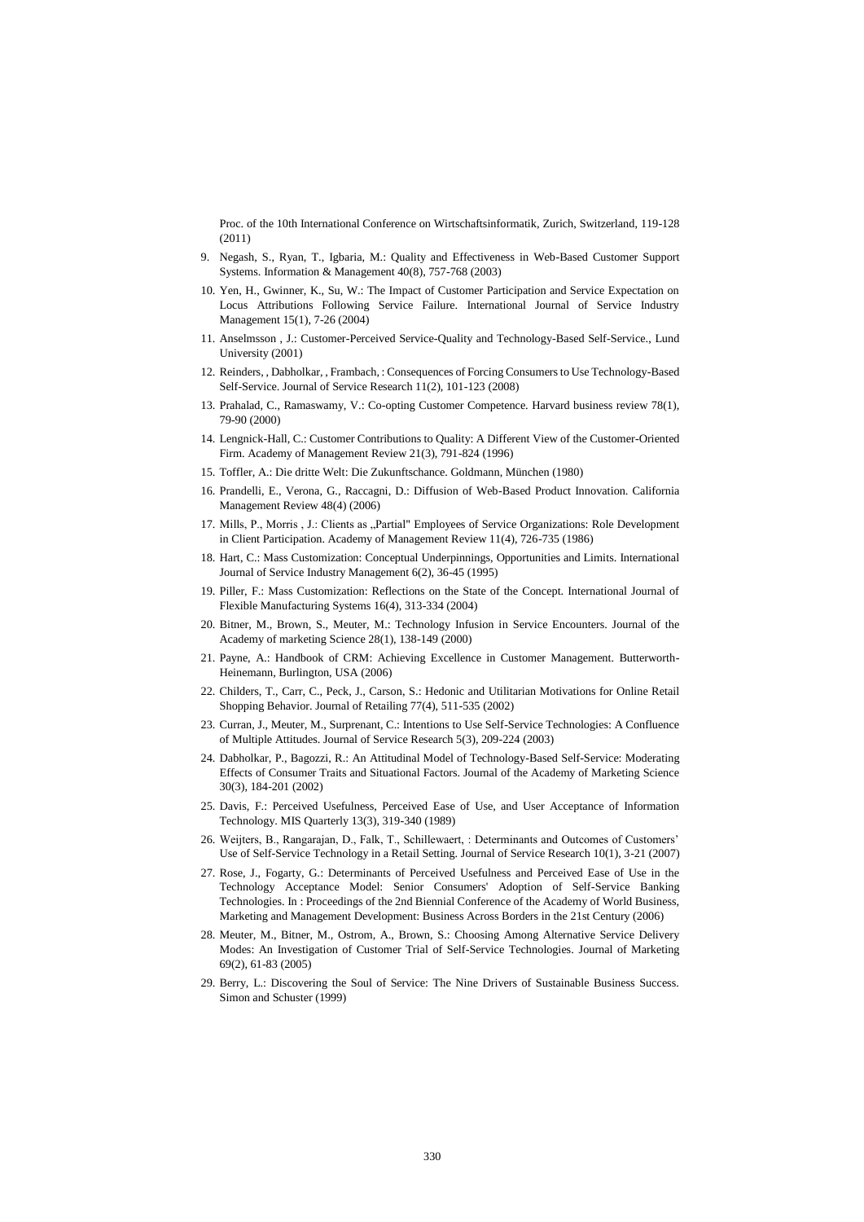Proc. of the 10th International Conference on Wirtschaftsinformatik, Zurich, Switzerland, 119-128 (2011)

9. Negash, S., Ryan, T., Igbaria, M.: Quality and Effectiveness in Web-Based Customer Support Systems. Information & Management 40(8), 757-768 (2003)
10. Yen, H., Gwinner, K., Su, W.: The Impact of Customer Participation and Service Expectation on Locus Attributions Following Service Failure. International Journal of Service Industry Management 15(1), 7-26 (2004)
11. Anselmsson , J.: Customer-Perceived Service-Quality and Technology-Based Self-Service., Lund University (2001)
12. Reinders, , Dabholkar, , Frambach, : Consequences of Forcing Consumers to Use Technology-Based Self-Service. Journal of Service Research 11(2), 101-123 (2008)
13. Prahalad, C., Ramaswamy, V.: Co-opting Customer Competence. Harvard business review 78(1), 79-90 (2000)
14. Lengnick-Hall, C.: Customer Contributions to Quality: A Different View of the Customer-Oriented Firm. Academy of Management Review 21(3), 791-824 (1996)
15. Toffler, A.: Die dritte Welt: Die Zukunftschance. Goldmann, München (1980)
16. Prandelli, E., Verona, G., Raccagni, D.: Diffusion of Web-Based Product Innovation. California Management Review 48(4) (2006)
17. Mills, P., Morris , J.: Clients as „Partial" Employees of Service Organizations: Role Development in Client Participation. Academy of Management Review 11(4), 726-735 (1986)
18. Hart, C.: Mass Customization: Conceptual Underpinnings, Opportunities and Limits. International Journal of Service Industry Management 6(2), 36-45 (1995)
19. Piller, F.: Mass Customization: Reflections on the State of the Concept. International Journal of Flexible Manufacturing Systems 16(4), 313-334 (2004)
20. Bitner, M., Brown, S., Meuter, M.: Technology Infusion in Service Encounters. Journal of the Academy of marketing Science 28(1), 138-149 (2000)
21. Payne, A.: Handbook of CRM: Achieving Excellence in Customer Management. Butterworth-Heinemann, Burlington, USA (2006)
22. Childers, T., Carr, C., Peck, J., Carson, S.: Hedonic and Utilitarian Motivations for Online Retail Shopping Behavior. Journal of Retailing 77(4), 511-535 (2002)
23. Curran, J., Meuter, M., Surprenant, C.: Intentions to Use Self-Service Technologies: A Confluence of Multiple Attitudes. Journal of Service Research 5(3), 209-224 (2003)
24. Dabholkar, P., Bagozzi, R.: An Attitudinal Model of Technology-Based Self-Service: Moderating Effects of Consumer Traits and Situational Factors. Journal of the Academy of Marketing Science 30(3), 184-201 (2002)
25. Davis, F.: Perceived Usefulness, Perceived Ease of Use, and User Acceptance of Information Technology. MIS Quarterly 13(3), 319-340 (1989)
26. Weijters, B., Rangarajan, D., Falk, T., Schillewaert, : Determinants and Outcomes of Customers' Use of Self-Service Technology in a Retail Setting. Journal of Service Research 10(1), 3-21 (2007)
27. Rose, J., Fogarty, G.: Determinants of Perceived Usefulness and Perceived Ease of Use in the Technology Acceptance Model: Senior Consumers' Adoption of Self-Service Banking Technologies. In : Proceedings of the 2nd Biennial Conference of the Academy of World Business, Marketing and Management Development: Business Across Borders in the 21st Century (2006)
28. Meuter, M., Bitner, M., Ostrom, A., Brown, S.: Choosing Among Alternative Service Delivery Modes: An Investigation of Customer Trial of Self-Service Technologies. Journal of Marketing 69(2), 61-83 (2005)
29. Berry, L.: Discovering the Soul of Service: The Nine Drivers of Sustainable Business Success. Simon and Schuster (1999)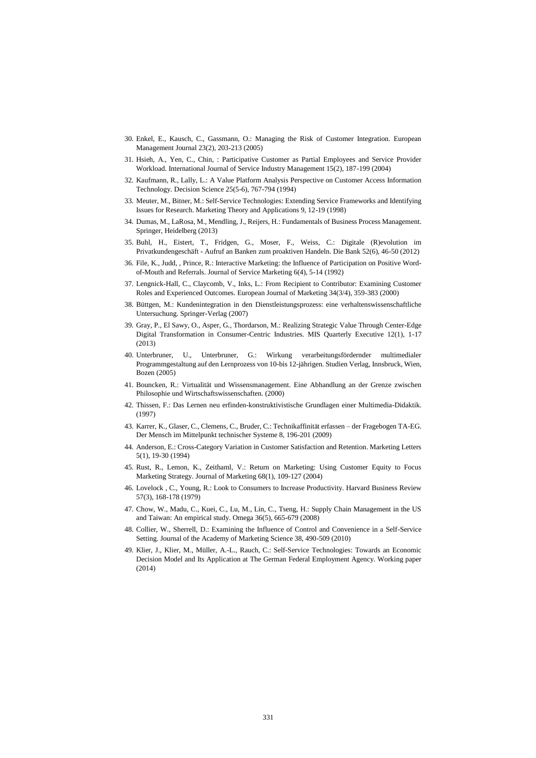30. Enkel, E., Kausch, C., Gassmann, O.: Managing the Risk of Customer Integration. European Management Journal 23(2), 203-213 (2005)
31. Hsieh, A., Yen, C., Chin, : Participative Customer as Partial Employees and Service Provider Workload. International Journal of Service Industry Management 15(2), 187-199 (2004)
32. Kaufmann, R., Lally, L.: A Value Platform Analysis Perspective on Customer Access Information Technology. Decision Science 25(5-6), 767-794 (1994)
33. Meuter, M., Bitner, M.: Self-Service Technologies: Extending Service Frameworks and Identifying Issues for Research. Marketing Theory and Applications 9, 12-19 (1998)
34. Dumas, M., LaRosa, M., Mendling, J., Reijers, H.: Fundamentals of Business Process Management. Springer, Heidelberg (2013)
35. Buhl, H., Eistert, T., Fridgen, G., Moser, F., Weiss, C.: Digitale (R)evolution im Privatkundengeschäft - Aufruf an Banken zum proaktiven Handeln. Die Bank 52(6), 46-50 (2012)
36. File, K., Judd, , Prince, R.: Interactive Marketing: the Influence of Participation on Positive Word-of-Mouth and Referrals. Journal of Service Marketing 6(4), 5-14 (1992)
37. Lengnick-Hall, C., Claycomb, V., Inks, L.: From Recipient to Contributor: Examining Customer Roles and Experienced Outcomes. European Journal of Marketing 34(3/4), 359-383 (2000)
38. Büttgen, M.: Kundenintegration in den Dienstleistungsprozess: eine verhaltenswissenschaftliche Untersuchung. Springer-Verlag (2007)
39. Gray, P., El Sawy, O., Asper, G., Thordarson, M.: Realizing Strategic Value Through Center-Edge Digital Transformation in Consumer-Centric Industries. MIS Quarterly Executive 12(1), 1-17 (2013)
40. Unterbruner, U., Unterbruner, G.: Wirkung verarbeitungsfördernder multimedialer Programmgestaltung auf den Lernprozess von 10-bis 12-jährigen. Studien Verlag, Innsbruck, Wien, Bozen (2005)
41. Bouncken, R.: Virtualität und Wissensmanagement. Eine Abhandlung an der Grenze zwischen Philosophie und Wirtschaftswissenschaften. (2000)
42. Thissen, F.: Das Lernen neu erfinden-konstruktivistische Grundlagen einer Multimedia-Didaktik. (1997)
43. Karrer, K., Glaser, C., Clemens, C., Bruder, C.: Technikaffinität erfassen – der Fragebogen TA-EG. Der Mensch im Mittelpunkt technischer Systeme 8, 196-201 (2009)
44. Anderson, E.: Cross-Category Variation in Customer Satisfaction and Retention. Marketing Letters 5(1), 19-30 (1994)
45. Rust, R., Lemon, K., Zeithaml, V.: Return on Marketing: Using Customer Equity to Focus Marketing Strategy. Journal of Marketing 68(1), 109-127 (2004)
46. Lovelock , C., Young, R.: Look to Consumers to Increase Productivity. Harvard Business Review 57(3), 168-178 (1979)
47. Chow, W., Madu, C., Kuei, C., Lu, M., Lin, C., Tseng, H.: Supply Chain Management in the US and Taiwan: An empirical study. Omega 36(5), 665-679 (2008)
48. Collier, W., Sherrell, D.: Examining the Influence of Control and Convenience in a Self-Service Setting. Journal of the Academy of Marketing Science 38, 490-509 (2010)
49. Klier, J., Klier, M., Müller, A.-L., Rauch, C.: Self-Service Technologies: Towards an Economic Decision Model and Its Application at The German Federal Employment Agency. Working paper (2014)